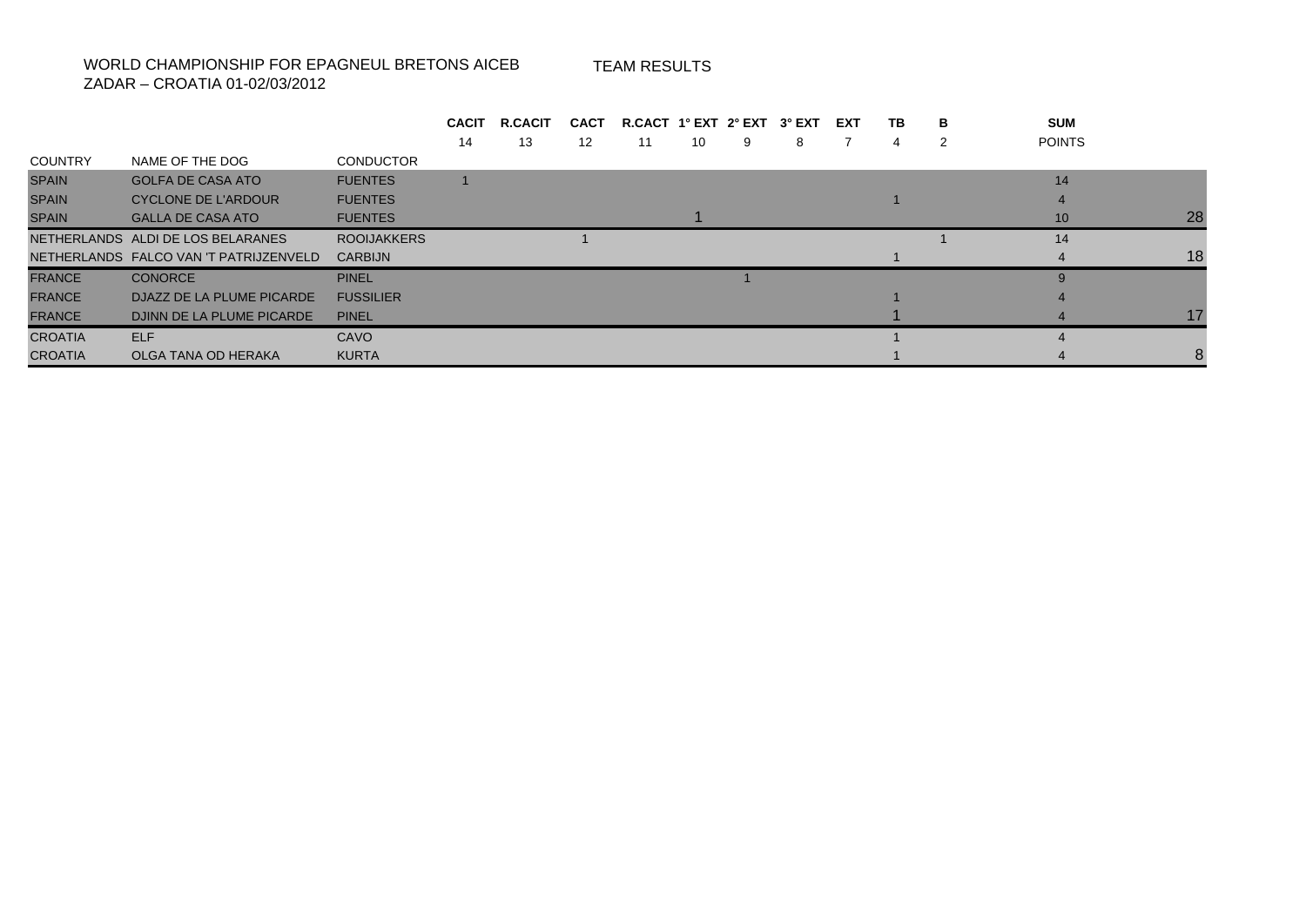WORLD CHAMPIONSHIP FOR EPAGNEUL BRETONS AICEB
ZADAR – CROATIA 01-02/03/2012

TEAM RESULTS

| | | | CACIT | R.CACIT | CACT | R.CACT | 1° EXT | 2° EXT | 3° EXT | EXT | TB | B | SUM | |
|---|---|---|---|---|---|---|---|---|---|---|---|---|---|---|
| | | | 14 | 13 | 12 | 11 | 10 | 9 | 8 | 7 | 4 | 2 | POINTS | |
| COUNTRY | NAME OF THE DOG | CONDUCTOR | | | | | | | | | | | | |
| SPAIN | GOLFA DE CASA ATO | FUENTES | 1 | | | | | | | | | | 14 | |
| SPAIN | CYCLONE DE L'ARDOUR | FUENTES | | | | | | | | | 1 | | 4 | |
| SPAIN | GALLA DE CASA ATO | FUENTES | | | | | 1 | | | | | | 10 | 28 |
| NETHERLANDS | ALDI DE LOS BELARANES | ROOIJAKKERS | | | 1 | | | | | | | 1 | 14 | |
| NETHERLANDS | FALCO VAN 'T PATRIJZENVELD | CARBIJN | | | | | | | | | 1 | | 4 | 18 |
| FRANCE | CONORCE | PINEL | | | | | | 1 | | | | | 9 | |
| FRANCE | DJAZZ DE LA PLUME PICARDE | FUSSILIER | | | | | | | | | 1 | | 4 | |
| FRANCE | DJINN DE LA PLUME PICARDE | PINEL | | | | | | | | | 1 | | 4 | 17 |
| CROATIA | ELF | CAVO | | | | | | | | | 1 | | 4 | |
| CROATIA | OLGA TANA OD HERAKA | KURTA | | | | | | | | | 1 | | 4 | 8 |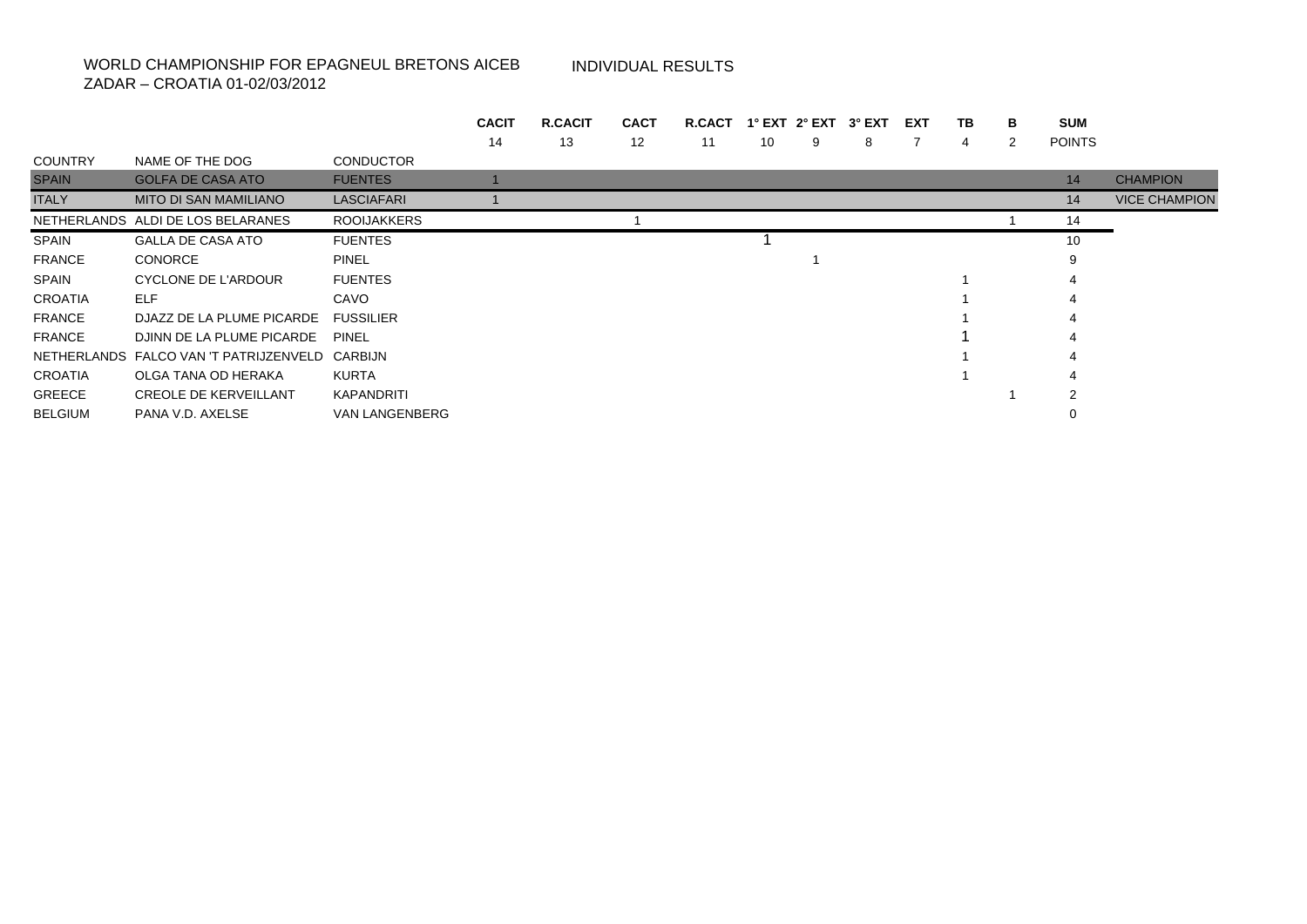WORLD CHAMPIONSHIP FOR EPAGNEUL BRETONS AICEB

ZADAR – CROATIA 01-02/03/2012

INDIVIDUAL RESULTS

| | | | CACIT | R.CACIT | CACT | R.CACT | 1° EXT | 2° EXT | 3° EXT | EXT | TB | B | SUM | |
|---|---|---|---|---|---|---|---|---|---|---|---|---|---|---|
| | | | 14 | 13 | 12 | 11 | 10 | 9 | 8 | 7 | 4 | 2 | POINTS | |
| COUNTRY | NAME OF THE DOG | CONDUCTOR | | | | | | | | | | | | |
| SPAIN | GOLFA DE CASA ATO | FUENTES | 1 | | | | | | | | | | 14 | CHAMPION |
| ITALY | MITO DI SAN MAMILIANO | LASCIAFARI | 1 | | | | | | | | | | 14 | VICE CHAMPION |
| NETHERLANDS | ALDI DE LOS BELARANES | ROOIJAKKERS | | | 1 | | | | | | | 1 | 14 | |
| SPAIN | GALLA DE CASA ATO | FUENTES | | | | | 1 | | | | | | 10 | |
| FRANCE | CONORCE | PINEL | | | | | | 1 | | | | | 9 | |
| SPAIN | CYCLONE DE L'ARDOUR | FUENTES | | | | | | | | | 1 | | 4 | |
| CROATIA | ELF | CAVO | | | | | | | | | 1 | | 4 | |
| FRANCE | DJAZZ DE LA PLUME PICARDE | FUSSILIER | | | | | | | | | 1 | | 4 | |
| FRANCE | DJINN DE LA PLUME PICARDE | PINEL | | | | | | | | | 1 | | 4 | |
| NETHERLANDS | FALCO VAN 'T PATRIJZENVELD | CARBIJN | | | | | | | | | 1 | | 4 | |
| CROATIA | OLGA TANA OD HERAKA | KURTA | | | | | | | | | 1 | | 4 | |
| GREECE | CREOLE DE KERVEILLANT | KAPANDRITI | | | | | | | | | | 1 | 2 | |
| BELGIUM | PANA V.D. AXELSE | VAN LANGENBERG | | | | | | | | | | | 0 | |